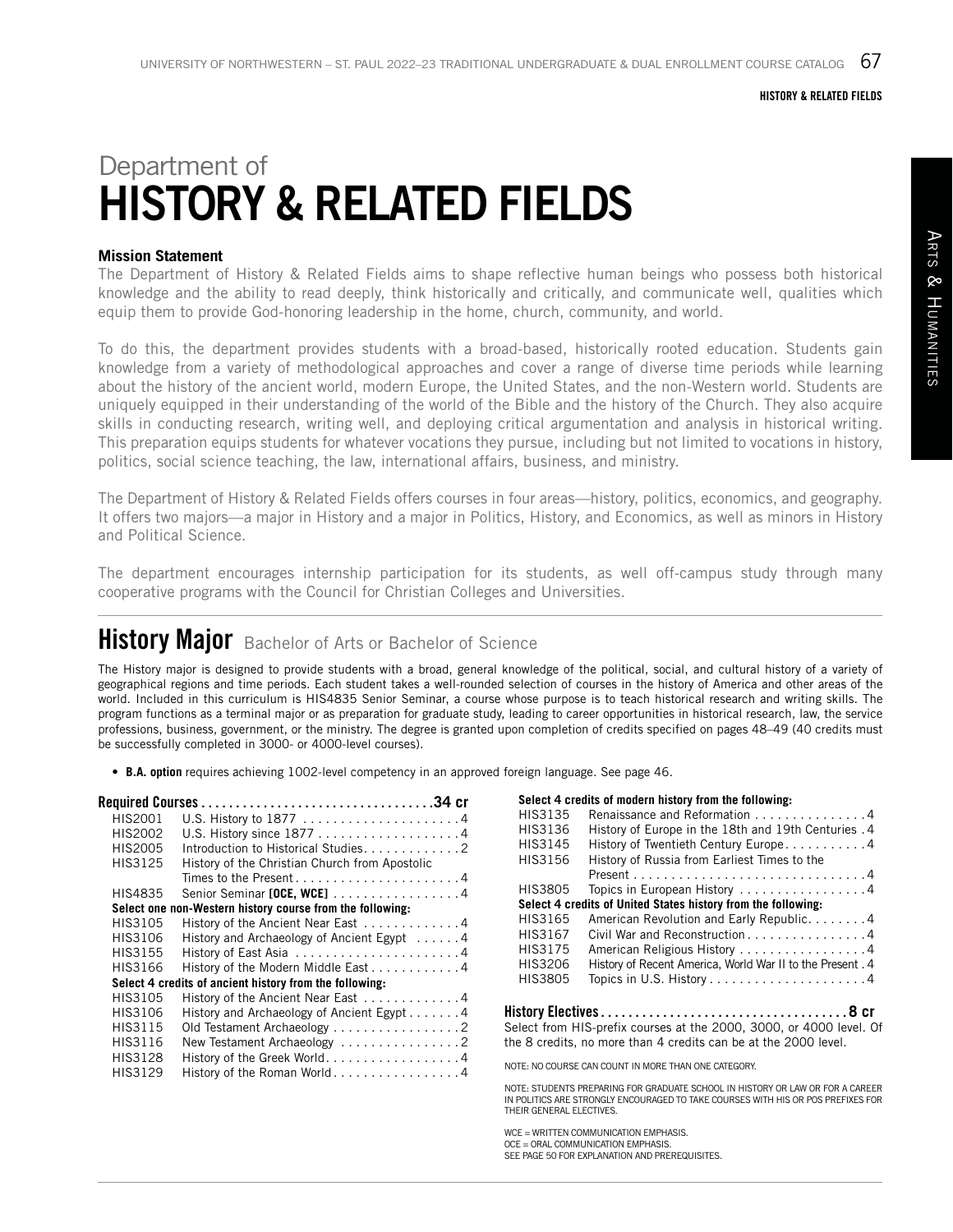# Department of HISTORY & RELATED FIELDS

**Mission Statement**

The Department of History & Related Fields aims to shape reflective human beings who possess both historical knowledge and the ability to read deeply, think historically and critically, and communicate well, qualities which equip them to provide God-honoring leadership in the home, church, community, and world.

To do this, the department provides students with a broad-based, historically rooted education. Students gain knowledge from a variety of methodological approaches and cover a range of diverse time periods while learning about the history of the ancient world, modern Europe, the United States, and the non-Western world. Students are uniquely equipped in their understanding of the world of the Bible and the history of the Church. They also acquire skills in conducting research, writing well, and deploying critical argumentation and analysis in historical writing. This preparation equips students for whatever vocations they pursue, including but not limited to vocations in history, politics, social science teaching, the law, international affairs, business, and ministry.

The Department of History & Related Fields offers courses in four areas—history, politics, economics, and geography. It offers two majors—a major in History and a major in Politics, History, and Economics, as well as minors in History and Political Science.

The department encourages internship participation for its students, as well off-campus study through many cooperative programs with the Council for Christian Colleges and Universities.

## History Major Bachelor of Arts or Bachelor of Science

The History major is designed to provide students with a broad, general knowledge of the political, social, and cultural history of a variety of geographical regions and time periods. Each student takes a well-rounded selection of courses in the history of America and other areas of the world. Included in this curriculum is HIS4835 Senior Seminar, a course whose purpose is to teach historical research and writing skills. The program functions as a terminal major or as preparation for graduate study, leading to career opportunities in historical research, law, the service professions, business, government, or the ministry. The degree is granted upon completion of credits specified on pages 48–49 (40 credits must be successfully completed in 3000- or 4000-level courses).

- **B.A. option** requires achieving 1002-level competency in an approved foreign language. See page 46.

**Required Courses ................................. 34 cr**

| | | |
|---|---|---|
| HIS2001 | U.S. History to 1877 | 4 |
| HIS2002 | U.S. History since 1877 | 4 |
| HIS2005 | Introduction to Historical Studies | 2 |
| HIS3125 | History of the Christian Church from Apostolic Times to the Present | 4 |
| HIS4835 | Senior Seminar **[OCE, WCE]** | 4 |

**Select one non-Western history course from the following:**

| | | |
|---|---|---|
| HIS3105 | History of the Ancient Near East | 4 |
| HIS3106 | History and Archaeology of Ancient Egypt | 4 |
| HIS3155 | History of East Asia | 4 |
| HIS3166 | History of the Modern Middle East | 4 |

**Select 4 credits of ancient history from the following:**

| | | |
|---|---|---|
| HIS3105 | History of the Ancient Near East | 4 |
| HIS3106 | History and Archaeology of Ancient Egypt | 4 |
| HIS3115 | Old Testament Archaeology | 2 |
| HIS3116 | New Testament Archaeology | 2 |
| HIS3128 | History of the Greek World | 4 |
| HIS3129 | History of the Roman World | 4 |

**Select 4 credits of modern history from the following:**

| | | |
|---|---|---|
| HIS3135 | Renaissance and Reformation | 4 |
| HIS3136 | History of Europe in the 18th and 19th Centuries | 4 |
| HIS3145 | History of Twentieth Century Europe | 4 |
| HIS3156 | History of Russia from Earliest Times to the Present | 4 |
| HIS3805 | Topics in European History | 4 |

**Select 4 credits of United States history from the following:**

| | | |
|---|---|---|
| HIS3165 | American Revolution and Early Republic | 4 |
| HIS3167 | Civil War and Reconstruction | 4 |
| HIS3175 | American Religious History | 4 |
| HIS3206 | History of Recent America, World War II to the Present | 4 |
| HIS3805 | Topics in U.S. History | 4 |

**History Electives ................................... 8 cr**

Select from HIS-prefix courses at the 2000, 3000, or 4000 level. Of the 8 credits, no more than 4 credits can be at the 2000 level.

NOTE: NO COURSE CAN COUNT IN MORE THAN ONE CATEGORY.

NOTE: STUDENTS PREPARING FOR GRADUATE SCHOOL IN HISTORY OR LAW OR FOR A CAREER IN POLITICS ARE STRONGLY ENCOURAGED TO TAKE COURSES WITH HIS OR POS PREFIXES FOR THEIR GENERAL ELECTIVES.

WCE = WRITTEN COMMUNICATION EMPHASIS.
OCE = ORAL COMMUNICATION EMPHASIS.
SEE PAGE 50 FOR EXPLANATION AND PREREQUISITES.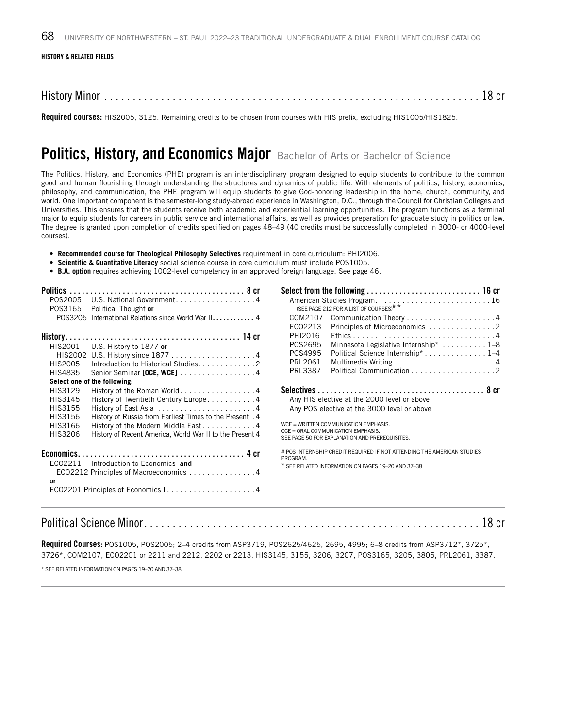**HISTORY & RELATED FIELDS**

## History Minor . . . . . 18 cr

**Required courses:** HIS2005, 3125. Remaining credits to be chosen from courses with HIS prefix, excluding HIS1005/HIS1825.

# Politics, History, and Economics Major Bachelor of Arts or Bachelor of Science

The Politics, History, and Economics (PHE) program is an interdisciplinary program designed to equip students to contribute to the common good and human flourishing through understanding the structures and dynamics of public life. With elements of politics, history, economics, philosophy, and communication, the PHE program will equip students to give God-honoring leadership in the home, church, community, and world. One important component is the semester-long study-abroad experience in Washington, D.C., through the Council for Christian Colleges and Universities. This ensures that the students receive both academic and experiential learning opportunities. The program functions as a terminal major to equip students for careers in public service and international affairs, as well as provides preparation for graduate study in politics or law. The degree is granted upon completion of credits specified on pages 48–49 (40 credits must be successfully completed in 3000- or 4000-level courses).

- **Recommended course for Theological Philosophy Selectives** requirement in core curriculum: PHI2006.
- **Scientific & Quantitative Literacy** social science course in core curriculum must include POS1005.
- **B.A. option** requires achieving 1002-level competency in an approved foreign language. See page 46.

**Politics . . . . . 8 cr**

| | | |
|---|---|---|
| POS2005 | U.S. National Government | 4 |
| POS3165 | Political Thought **or** | |
| POS3205 | International Relations since World War II | 4 |

**History . . . . . 14 cr**

| | | |
|---|---|---|
| HIS2001 | U.S. History to 1877 **or** | |
| HIS2002 | U.S. History since 1877 | 4 |
| HIS2005 | Introduction to Historical Studies | 2 |
| HIS4835 | Senior Seminar **[OCE, WCE]** | 4 |
| **Select one of the following:** | | |
| HIS3129 | History of the Roman World | 4 |
| HIS3145 | History of Twentieth Century Europe | 4 |
| HIS3155 | History of East Asia | 4 |
| HIS3156 | History of Russia from Earliest Times to the Present | 4 |
| HIS3166 | History of the Modern Middle East | 4 |
| HIS3206 | History of Recent America, World War II to the Present | 4 |

**Economics . . . . . 4 cr**

| | | |
|---|---|---|
| ECO2211 | Introduction to Economics **and** | |
| ECO2212 | Principles of Macroeconomics | 4 |
| **or** | | |
| ECO2201 | Principles of Economics I | 4 |

**Select from the following . . . . . 16 cr**

| | | |
|---|---|---|
| | American Studies Program (SEE PAGE 212 FOR A LIST OF COURSES)# * | 16 |
| COM2107 | Communication Theory | 4 |
| ECO2213 | Principles of Microeconomics | 2 |
| PHI2016 | Ethics | 4 |
| POS2695 | Minnesota Legislative Internship* | 1–8 |
| POS4995 | Political Science Internship* | 1–4 |
| PRL2061 | Multimedia Writing | 4 |
| PRL3387 | Political Communication | 2 |

**Selectives . . . . . 8 cr**

Any HIS elective at the 2000 level or above
Any POS elective at the 3000 level or above

WCE = WRITTEN COMMUNICATION EMPHASIS.
OCE = ORAL COMMUNICATION EMPHASIS.
SEE PAGE 50 FOR EXPLANATION AND PREREQUISITES.

# POS INTERNSHIP CREDIT REQUIRED IF NOT ATTENDING THE AMERICAN STUDIES PROGRAM.
* SEE RELATED INFORMATION ON PAGES 19–20 AND 37–38

## Political Science Minor . . . . . 18 cr

**Required Courses:** POS1005, POS2005; 2–4 credits from ASP3719, POS2625/4625, 2695, 4995; 6–8 credits from ASP3712*, 3725*, 3726*, COM2107, ECO2201 or 2211 and 2212, 2202 or 2213, HIS3145, 3155, 3206, 3207, POS3165, 3205, 3805, PRL2061, 3387.

* SEE RELATED INFORMATION ON PAGES 19–20 AND 37–38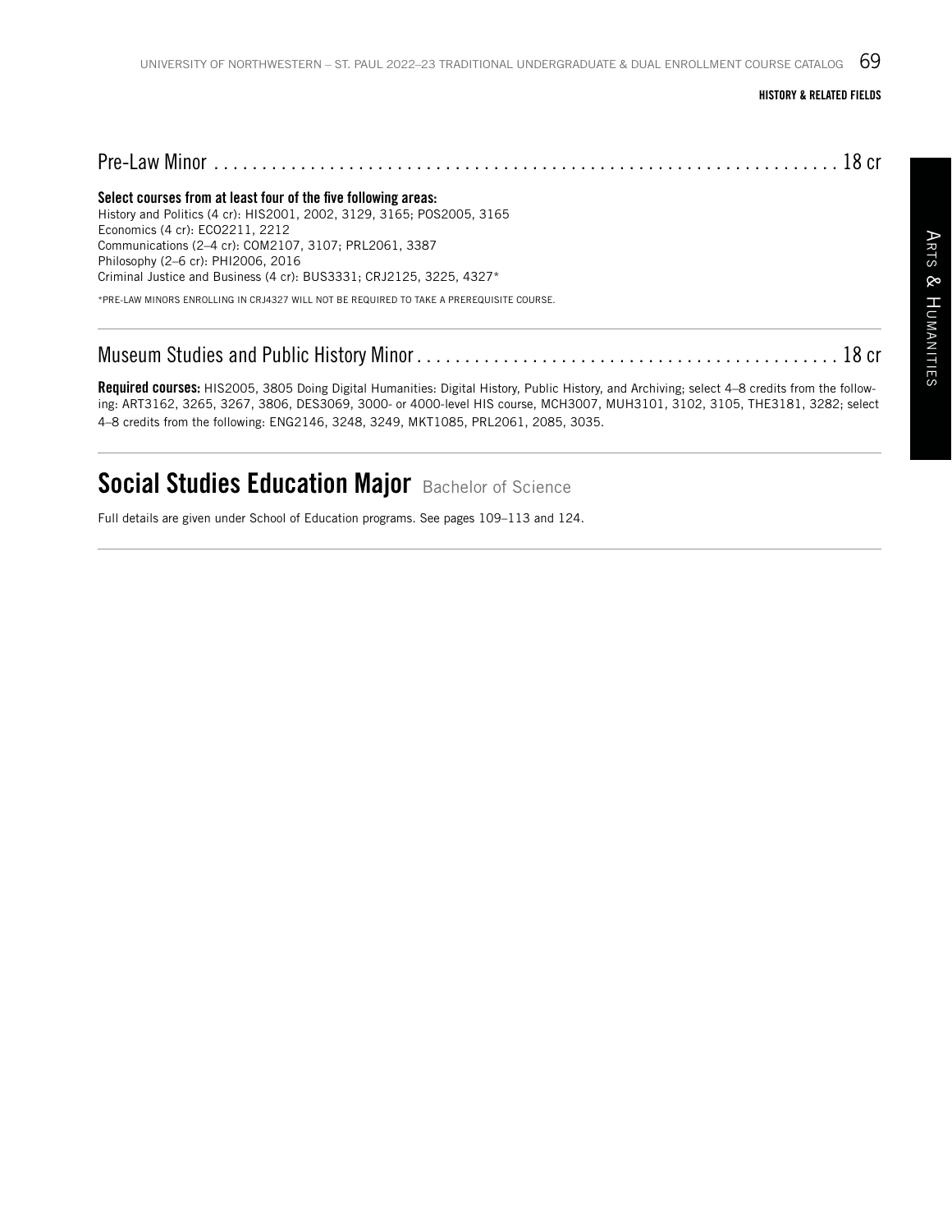## Pre-Law Minor ........ 18 cr

**Select courses from at least four of the five following areas:**
History and Politics (4 cr): HIS2001, 2002, 3129, 3165; POS2005, 3165
Economics (4 cr): ECO2211, 2212
Communications (2–4 cr): COM2107, 3107; PRL2061, 3387
Philosophy (2–6 cr): PHI2006, 2016
Criminal Justice and Business (4 cr): BUS3331; CRJ2125, 3225, 4327*

*PRE-LAW MINORS ENROLLING IN CRJ4327 WILL NOT BE REQUIRED TO TAKE A PREREQUISITE COURSE.

## Museum Studies and Public History Minor ........ 18 cr

**Required courses:** HIS2005, 3805 Doing Digital Humanities: Digital History, Public History, and Archiving; select 4–8 credits from the following: ART3162, 3265, 3267, 3806, DES3069, 3000- or 4000-level HIS course, MCH3007, MUH3101, 3102, 3105, THE3181, 3282; select 4–8 credits from the following: ENG2146, 3248, 3249, MKT1085, PRL2061, 2085, 3035.

# Social Studies Education Major Bachelor of Science

Full details are given under School of Education programs. See pages 109–113 and 124.